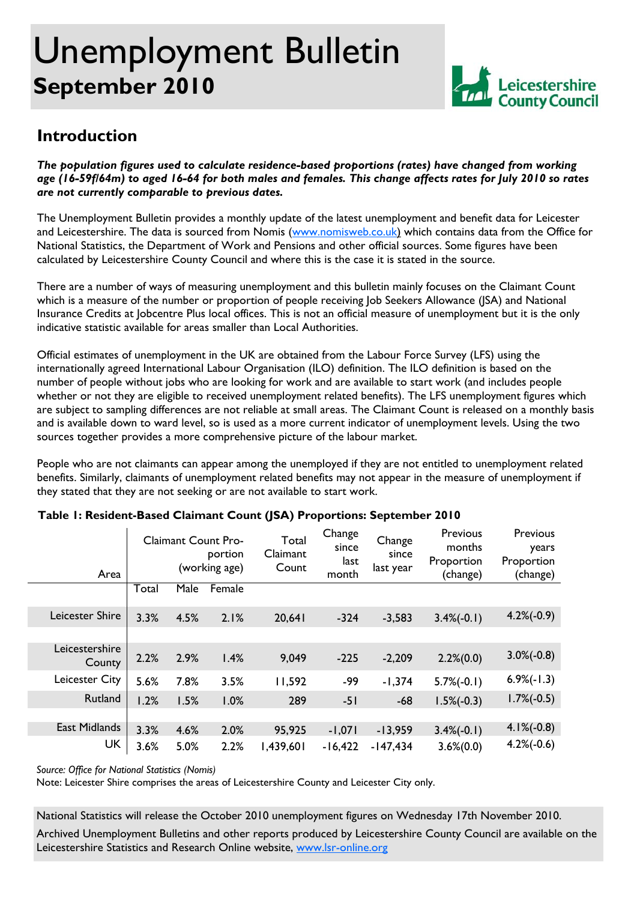# Unemployment Bulletin

## September 2010

## Introduction

***The population figures used to calculate residence-based proportions (rates) have changed from working age (16-59f/64m) to aged 16-64 for both males and females. This change affects rates for July 2010 so rates are not currently comparable to previous dates.***

The Unemployment Bulletin provides a monthly update of the latest unemployment and benefit data for Leicester and Leicestershire. The data is sourced from Nomis (www.nomisweb.co.uk) which contains data from the Office for National Statistics, the Department of Work and Pensions and other official sources. Some figures have been calculated by Leicestershire County Council and where this is the case it is stated in the source.

There are a number of ways of measuring unemployment and this bulletin mainly focuses on the Claimant Count which is a measure of the number or proportion of people receiving Job Seekers Allowance (JSA) and National Insurance Credits at Jobcentre Plus local offices. This is not an official measure of unemployment but it is the only indicative statistic available for areas smaller than Local Authorities.

Official estimates of unemployment in the UK are obtained from the Labour Force Survey (LFS) using the internationally agreed International Labour Organisation (ILO) definition. The ILO definition is based on the number of people without jobs who are looking for work and are available to start work (and includes people whether or not they are eligible to received unemployment related benefits). The LFS unemployment figures which are subject to sampling differences are not reliable at small areas. The Claimant Count is released on a monthly basis and is available down to ward level, so is used as a more current indicator of unemployment levels. Using the two sources together provides a more comprehensive picture of the labour market.

People who are not claimants can appear among the unemployed if they are not entitled to unemployment related benefits. Similarly, claimants of unemployment related benefits may not appear in the measure of unemployment if they stated that they are not seeking or are not available to start work.

**Table 1: Resident-Based Claimant Count (JSA) Proportions: September 2010**

| Area | Claimant Count Proportion (working age) | | | Total Claimant Count | Change since last month | Change since last year | Previous months Proportion (change) | Previous years Proportion (change) |
|---|---|---|---|---|---|---|---|---|
| | Total | Male | Female | | | | | |
| Leicester Shire | 3.3% | 4.5% | 2.1% | 20,641 | -324 | -3,583 | 3.4%(-0.1) | 4.2%(-0.9) |
| Leicestershire County | 2.2% | 2.9% | 1.4% | 9,049 | -225 | -2,209 | 2.2%(0.0) | 3.0%(-0.8) |
| Leicester City | 5.6% | 7.8% | 3.5% | 11,592 | -99 | -1,374 | 5.7%(-0.1) | 6.9%(-1.3) |
| Rutland | 1.2% | 1.5% | 1.0% | 289 | -51 | -68 | 1.5%(-0.3) | 1.7%(-0.5) |
| East Midlands | 3.3% | 4.6% | 2.0% | 95,925 | -1,071 | -13,959 | 3.4%(-0.1) | 4.1%(-0.8) |
| UK | 3.6% | 5.0% | 2.2% | 1,439,601 | -16,422 | -147,434 | 3.6%(0.0) | 4.2%(-0.6) |

*Source: Office for National Statistics (Nomis)*

Note: Leicester Shire comprises the areas of Leicestershire County and Leicester City only.

National Statistics will release the October 2010 unemployment figures on Wednesday 17th November 2010.

Archived Unemployment Bulletins and other reports produced by Leicestershire County Council are available on the Leicestershire Statistics and Research Online website, www.lsr-online.org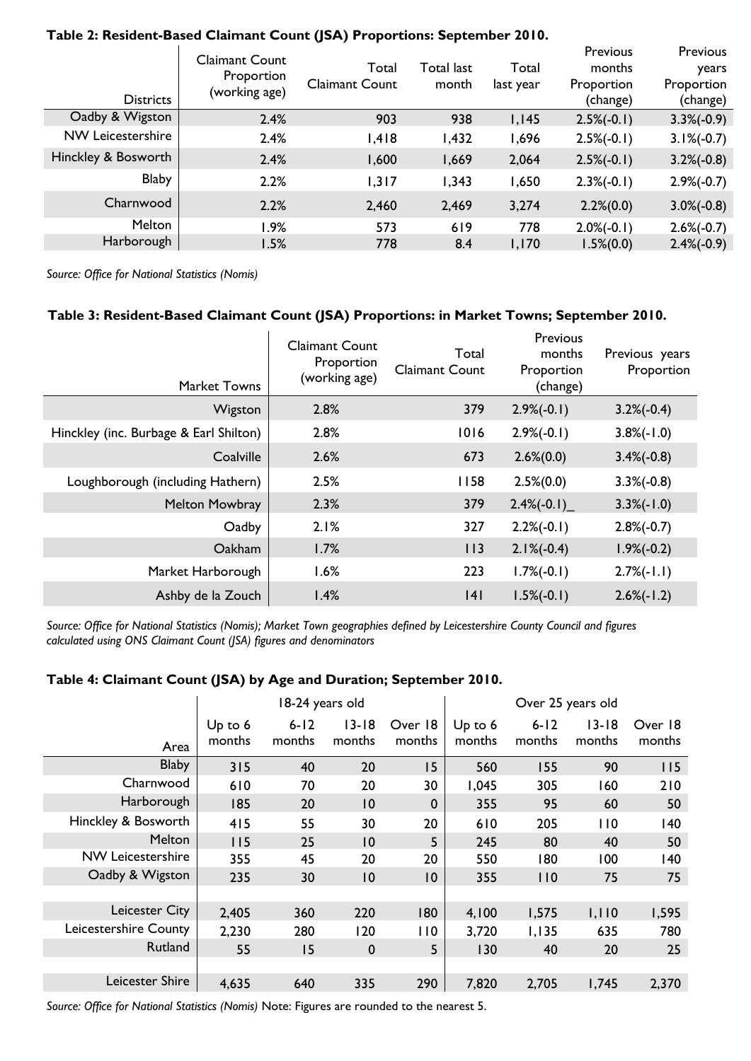**Table 2: Resident-Based Claimant Count (JSA) Proportions: September 2010.**

| Districts | Claimant Count Proportion (working age) | Total Claimant Count | Total last month | Total last year | Previous months Proportion (change) | Previous years Proportion (change) |
|---|---|---|---|---|---|---|
| Oadby & Wigston | 2.4% | 903 | 938 | 1,145 | 2.5%(-0.1) | 3.3%(-0.9) |
| NW Leicestershire | 2.4% | 1,418 | 1,432 | 1,696 | 2.5%(-0.1) | 3.1%(-0.7) |
| Hinckley & Bosworth | 2.4% | 1,600 | 1,669 | 2,064 | 2.5%(-0.1) | 3.2%(-0.8) |
| Blaby | 2.2% | 1,317 | 1,343 | 1,650 | 2.3%(-0.1) | 2.9%(-0.7) |
| Charnwood | 2.2% | 2,460 | 2,469 | 3,274 | 2.2%(0.0) | 3.0%(-0.8) |
| Melton | 1.9% | 573 | 619 | 778 | 2.0%(-0.1) | 2.6%(-0.7) |
| Harborough | 1.5% | 778 | 8.4 | 1,170 | 1.5%(0.0) | 2.4%(-0.9) |

*Source: Office for National Statistics (Nomis)*

**Table 3: Resident-Based Claimant Count (JSA) Proportions: in Market Towns; September 2010.**

| Market Towns | Claimant Count Proportion (working age) | Total Claimant Count | Previous months Proportion (change) | Previous years Proportion |
|---|---|---|---|---|
| Wigston | 2.8% | 379 | 2.9%(-0.1) | 3.2%(-0.4) |
| Hinckley (inc. Burbage & Earl Shilton) | 2.8% | 1016 | 2.9%(-0.1) | 3.8%(-1.0) |
| Coalville | 2.6% | 673 | 2.6%(0.0) | 3.4%(-0.8) |
| Loughborough (including Hathern) | 2.5% | 1158 | 2.5%(0.0) | 3.3%(-0.8) |
| Melton Mowbray | 2.3% | 379 | 2.4%(-0.1)_ | 3.3%(-1.0) |
| Oadby | 2.1% | 327 | 2.2%(-0.1) | 2.8%(-0.7) |
| Oakham | 1.7% | 113 | 2.1%(-0.4) | 1.9%(-0.2) |
| Market Harborough | 1.6% | 223 | 1.7%(-0.1) | 2.7%(-1.1) |
| Ashby de la Zouch | 1.4% | 141 | 1.5%(-0.1) | 2.6%(-1.2) |

*Source: Office for National Statistics (Nomis); Market Town geographies defined by Leicestershire County Council and figures calculated using ONS Claimant Count (JSA) figures and denominators*

**Table 4: Claimant Count (JSA) by Age and Duration; September 2010.**

| | 18-24 years old | | | | Over 25 years old | | | |
|---|---|---|---|---|---|---|---|---|
| Area | Up to 6 months | 6-12 months | 13-18 months | Over 18 months | Up to 6 months | 6-12 months | 13-18 months | Over 18 months |
| Blaby | 315 | 40 | 20 | 15 | 560 | 155 | 90 | 115 |
| Charnwood | 610 | 70 | 20 | 30 | 1,045 | 305 | 160 | 210 |
| Harborough | 185 | 20 | 10 | 0 | 355 | 95 | 60 | 50 |
| Hinckley & Bosworth | 415 | 55 | 30 | 20 | 610 | 205 | 110 | 140 |
| Melton | 115 | 25 | 10 | 5 | 245 | 80 | 40 | 50 |
| NW Leicestershire | 355 | 45 | 20 | 20 | 550 | 180 | 100 | 140 |
| Oadby & Wigston | 235 | 30 | 10 | 10 | 355 | 110 | 75 | 75 |
| | | | | | | | | |
| Leicester City | 2,405 | 360 | 220 | 180 | 4,100 | 1,575 | 1,110 | 1,595 |
| Leicestershire County | 2,230 | 280 | 120 | 110 | 3,720 | 1,135 | 635 | 780 |
| Rutland | 55 | 15 | 0 | 5 | 130 | 40 | 20 | 25 |
| | | | | | | | | |
| Leicester Shire | 4,635 | 640 | 335 | 290 | 7,820 | 2,705 | 1,745 | 2,370 |

*Source: Office for National Statistics (Nomis)* Note: Figures are rounded to the nearest 5.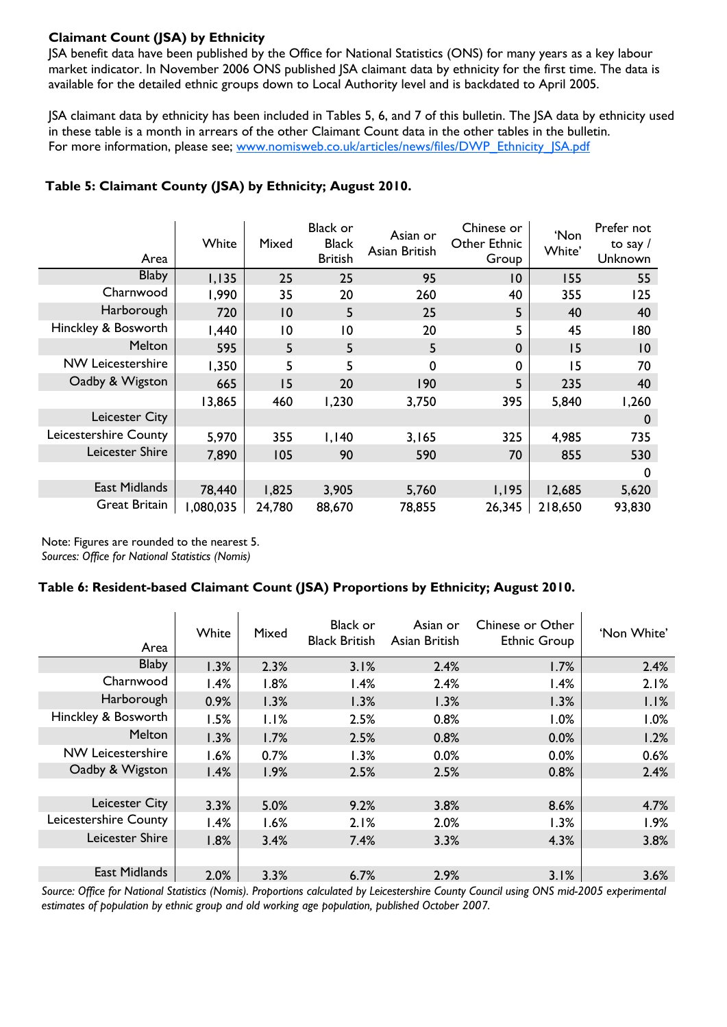**Claimant Count (JSA) by Ethnicity**

JSA benefit data have been published by the Office for National Statistics (ONS) for many years as a key labour market indicator. In November 2006 ONS published JSA claimant data by ethnicity for the first time. The data is available for the detailed ethnic groups down to Local Authority level and is backdated to April 2005.

JSA claimant data by ethnicity has been included in Tables 5, 6, and 7 of this bulletin. The JSA data by ethnicity used in these table is a month in arrears of the other Claimant Count data in the other tables in the bulletin. For more information, please see; www.nomisweb.co.uk/articles/news/files/DWP_Ethnicity_JSA.pdf

**Table 5: Claimant County (JSA) by Ethnicity; August 2010.**

| Area | White | Mixed | Black or Black British | Asian or Asian British | Chinese or Other Ethnic Group | 'Non White' | Prefer not to say / Unknown |
|---|---|---|---|---|---|---|---|
| Blaby | 1,135 | 25 | 25 | 95 | 10 | 155 | 55 |
| Charnwood | 1,990 | 35 | 20 | 260 | 40 | 355 | 125 |
| Harborough | 720 | 10 | 5 | 25 | 5 | 40 | 40 |
| Hinckley & Bosworth | 1,440 | 10 | 10 | 20 | 5 | 45 | 180 |
| Melton | 595 | 5 | 5 | 5 | 0 | 15 | 10 |
| NW Leicestershire | 1,350 | 5 | 5 | 0 | 0 | 15 | 70 |
| Oadby & Wigston | 665 | 15 | 20 | 190 | 5 | 235 | 40 |
| | 13,865 | 460 | 1,230 | 3,750 | 395 | 5,840 | 1,260 |
| Leicester City | | | | | | | 0 |
| Leicestershire County | 5,970 | 355 | 1,140 | 3,165 | 325 | 4,985 | 735 |
| Leicester Shire | 7,890 | 105 | 90 | 590 | 70 | 855 | 530 |
| | | | | | | | 0 |
| East Midlands | 78,440 | 1,825 | 3,905 | 5,760 | 1,195 | 12,685 | 5,620 |
| Great Britain | 1,080,035 | 24,780 | 88,670 | 78,855 | 26,345 | 218,650 | 93,830 |

Note: Figures are rounded to the nearest 5.
*Sources: Office for National Statistics (Nomis)*

**Table 6: Resident-based Claimant Count (JSA) Proportions by Ethnicity; August 2010.**

| Area | White | Mixed | Black or Black British | Asian or Asian British | Chinese or Other Ethnic Group | 'Non White' |
|---|---|---|---|---|---|---|
| Blaby | 1.3% | 2.3% | 3.1% | 2.4% | 1.7% | 2.4% |
| Charnwood | 1.4% | 1.8% | 1.4% | 2.4% | 1.4% | 2.1% |
| Harborough | 0.9% | 1.3% | 1.3% | 1.3% | 1.3% | 1.1% |
| Hinckley & Bosworth | 1.5% | 1.1% | 2.5% | 0.8% | 1.0% | 1.0% |
| Melton | 1.3% | 1.7% | 2.5% | 0.8% | 0.0% | 1.2% |
| NW Leicestershire | 1.6% | 0.7% | 1.3% | 0.0% | 0.0% | 0.6% |
| Oadby & Wigston | 1.4% | 1.9% | 2.5% | 2.5% | 0.8% | 2.4% |
| | | | | | | |
| Leicester City | 3.3% | 5.0% | 9.2% | 3.8% | 8.6% | 4.7% |
| Leicestershire County | 1.4% | 1.6% | 2.1% | 2.0% | 1.3% | 1.9% |
| Leicester Shire | 1.8% | 3.4% | 7.4% | 3.3% | 4.3% | 3.8% |
| | | | | | | |
| East Midlands | 2.0% | 3.3% | 6.7% | 2.9% | 3.1% | 3.6% |

*Source: Office for National Statistics (Nomis). Proportions calculated by Leicestershire County Council using ONS mid-2005 experimental estimates of population by ethnic group and old working age population, published October 2007.*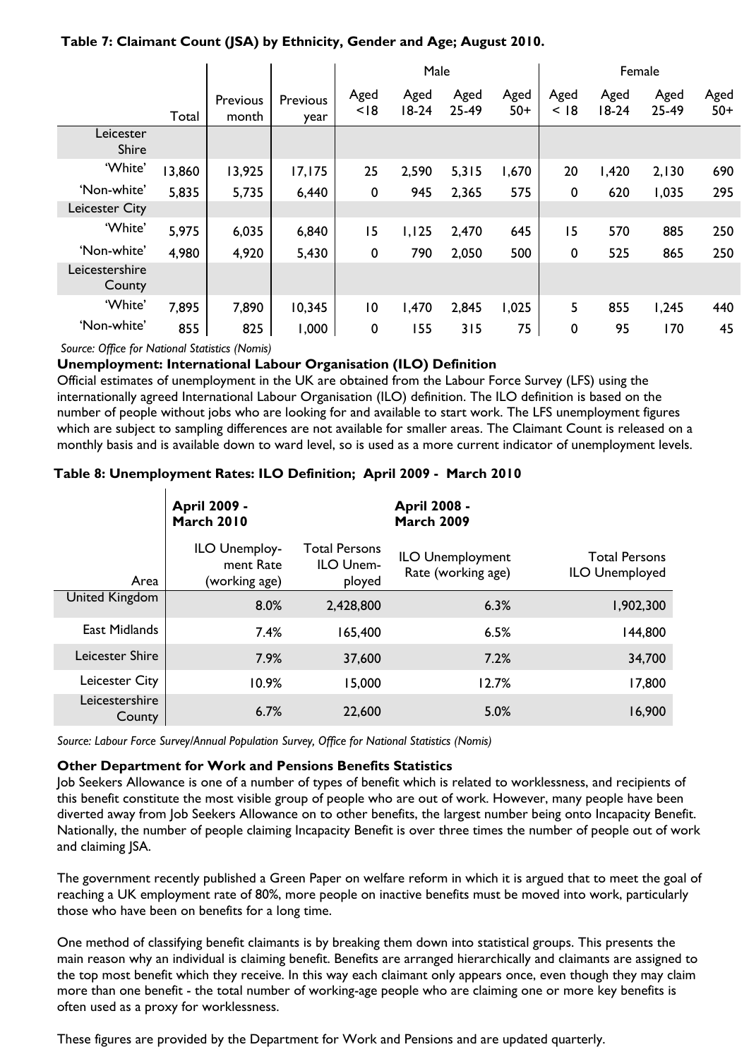**Table 7: Claimant Count (JSA) by Ethnicity, Gender and Age; August 2010.**

| | Total | Previous month | Previous year | Male | | | | Female | | | |
|---|---|---|---|---|---|---|---|---|---|---|---|
| | | | | Aged <18 | Aged 18-24 | Aged 25-49 | Aged 50+ | Aged < 18 | Aged 18-24 | Aged 25-49 | Aged 50+ |
| Leicester Shire | | | | | | | | | | | |
| 'White' | 13,860 | 13,925 | 17,175 | 25 | 2,590 | 5,315 | 1,670 | 20 | 1,420 | 2,130 | 690 |
| 'Non-white' | 5,835 | 5,735 | 6,440 | 0 | 945 | 2,365 | 575 | 0 | 620 | 1,035 | 295 |
| Leicester City | | | | | | | | | | | |
| 'White' | 5,975 | 6,035 | 6,840 | 15 | 1,125 | 2,470 | 645 | 15 | 570 | 885 | 250 |
| 'Non-white' | 4,980 | 4,920 | 5,430 | 0 | 790 | 2,050 | 500 | 0 | 525 | 865 | 250 |
| Leicestershire County | | | | | | | | | | | |
| 'White' | 7,895 | 7,890 | 10,345 | 10 | 1,470 | 2,845 | 1,025 | 5 | 855 | 1,245 | 440 |
| 'Non-white' | 855 | 825 | 1,000 | 0 | 155 | 315 | 75 | 0 | 95 | 170 | 45 |

*Source: Office for National Statistics (Nomis)*

**Unemployment: International Labour Organisation (ILO) Definition**

Official estimates of unemployment in the UK are obtained from the Labour Force Survey (LFS) using the internationally agreed International Labour Organisation (ILO) definition. The ILO definition is based on the number of people without jobs who are looking for and available to start work. The LFS unemployment figures which are subject to sampling differences are not available for smaller areas. The Claimant Count is released on a monthly basis and is available down to ward level, so is used as a more current indicator of unemployment levels.

**Table 8: Unemployment Rates: ILO Definition; April 2009 - March 2010**

| | **April 2009 - March 2010** | | **April 2008 - March 2009** | |
|---|---|---|---|---|
| Area | ILO Unemployment Rate (working age) | Total Persons ILO Unemployed | ILO Unemployment Rate (working age) | Total Persons ILO Unemployed |
| United Kingdom | 8.0% | 2,428,800 | 6.3% | 1,902,300 |
| East Midlands | 7.4% | 165,400 | 6.5% | 144,800 |
| Leicester Shire | 7.9% | 37,600 | 7.2% | 34,700 |
| Leicester City | 10.9% | 15,000 | 12.7% | 17,800 |
| Leicestershire County | 6.7% | 22,600 | 5.0% | 16,900 |

*Source: Labour Force Survey/Annual Population Survey, Office for National Statistics (Nomis)*

**Other Department for Work and Pensions Benefits Statistics**

Job Seekers Allowance is one of a number of types of benefit which is related to worklessness, and recipients of this benefit constitute the most visible group of people who are out of work. However, many people have been diverted away from Job Seekers Allowance on to other benefits, the largest number being onto Incapacity Benefit. Nationally, the number of people claiming Incapacity Benefit is over three times the number of people out of work and claiming JSA.

The government recently published a Green Paper on welfare reform in which it is argued that to meet the goal of reaching a UK employment rate of 80%, more people on inactive benefits must be moved into work, particularly those who have been on benefits for a long time.

One method of classifying benefit claimants is by breaking them down into statistical groups. This presents the main reason why an individual is claiming benefit. Benefits are arranged hierarchically and claimants are assigned to the top most benefit which they receive. In this way each claimant only appears once, even though they may claim more than one benefit - the total number of working-age people who are claiming one or more key benefits is often used as a proxy for worklessness.

These figures are provided by the Department for Work and Pensions and are updated quarterly.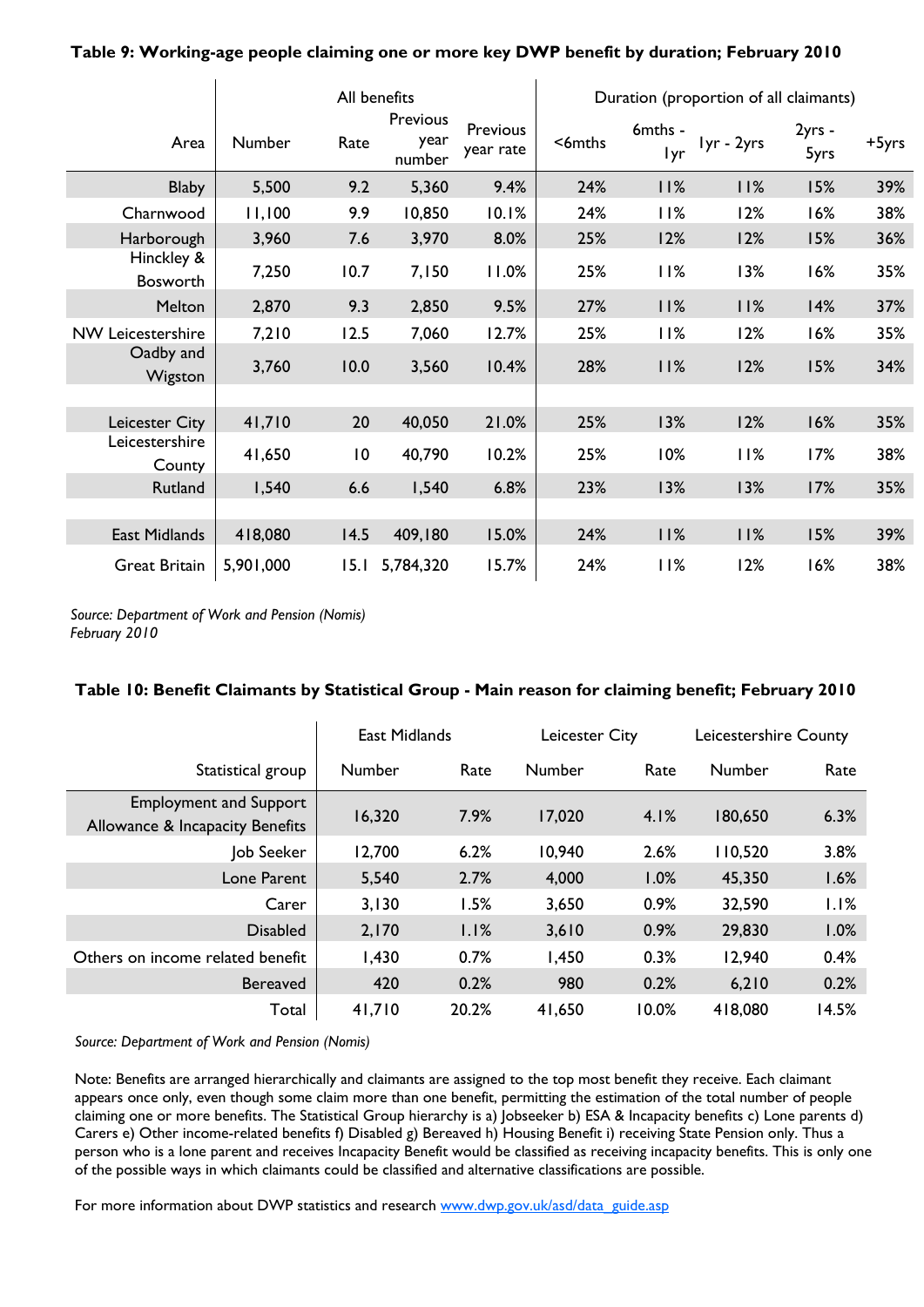**Table 9: Working-age people claiming one or more key DWP benefit by duration; February 2010**

| | All benefits | | | | Duration (proportion of all claimants) | | | | |
|---|---|---|---|---|---|---|---|---|---|
| Area | Number | Rate | Previous year number | Previous year rate | <6mths | 6mths - 1yr | 1yr - 2yrs | 2yrs - 5yrs | +5yrs |
| Blaby | 5,500 | 9.2 | 5,360 | 9.4% | 24% | 11% | 11% | 15% | 39% |
| Charnwood | 11,100 | 9.9 | 10,850 | 10.1% | 24% | 11% | 12% | 16% | 38% |
| Harborough | 3,960 | 7.6 | 3,970 | 8.0% | 25% | 12% | 12% | 15% | 36% |
| Hinckley & Bosworth | 7,250 | 10.7 | 7,150 | 11.0% | 25% | 11% | 13% | 16% | 35% |
| Melton | 2,870 | 9.3 | 2,850 | 9.5% | 27% | 11% | 11% | 14% | 37% |
| NW Leicestershire | 7,210 | 12.5 | 7,060 | 12.7% | 25% | 11% | 12% | 16% | 35% |
| Oadby and Wigston | 3,760 | 10.0 | 3,560 | 10.4% | 28% | 11% | 12% | 15% | 34% |
| | | | | | | | | | |
| Leicester City | 41,710 | 20 | 40,050 | 21.0% | 25% | 13% | 12% | 16% | 35% |
| Leicestershire County | 41,650 | 10 | 40,790 | 10.2% | 25% | 10% | 11% | 17% | 38% |
| Rutland | 1,540 | 6.6 | 1,540 | 6.8% | 23% | 13% | 13% | 17% | 35% |
| | | | | | | | | | |
| East Midlands | 418,080 | 14.5 | 409,180 | 15.0% | 24% | 11% | 11% | 15% | 39% |
| Great Britain | 5,901,000 | 15.1 | 5,784,320 | 15.7% | 24% | 11% | 12% | 16% | 38% |

*Source: Department of Work and Pension (Nomis)*
*February 2010*

**Table 10: Benefit Claimants by Statistical Group - Main reason for claiming benefit; February 2010**

| | East Midlands | | Leicester City | | Leicestershire County | |
|---|---|---|---|---|---|---|
| Statistical group | Number | Rate | Number | Rate | Number | Rate |
| Employment and Support Allowance & Incapacity Benefits | 16,320 | 7.9% | 17,020 | 4.1% | 180,650 | 6.3% |
| Job Seeker | 12,700 | 6.2% | 10,940 | 2.6% | 110,520 | 3.8% |
| Lone Parent | 5,540 | 2.7% | 4,000 | 1.0% | 45,350 | 1.6% |
| Carer | 3,130 | 1.5% | 3,650 | 0.9% | 32,590 | 1.1% |
| Disabled | 2,170 | 1.1% | 3,610 | 0.9% | 29,830 | 1.0% |
| Others on income related benefit | 1,430 | 0.7% | 1,450 | 0.3% | 12,940 | 0.4% |
| Bereaved | 420 | 0.2% | 980 | 0.2% | 6,210 | 0.2% |
| Total | 41,710 | 20.2% | 41,650 | 10.0% | 418,080 | 14.5% |

*Source: Department of Work and Pension (Nomis)*

Note: Benefits are arranged hierarchically and claimants are assigned to the top most benefit they receive. Each claimant appears once only, even though some claim more than one benefit, permitting the estimation of the total number of people claiming one or more benefits. The Statistical Group hierarchy is a) Jobseeker b) ESA & Incapacity benefits c) Lone parents d) Carers e) Other income-related benefits f) Disabled g) Bereaved h) Housing Benefit i) receiving State Pension only. Thus a person who is a lone parent and receives Incapacity Benefit would be classified as receiving incapacity benefits. This is only one of the possible ways in which claimants could be classified and alternative classifications are possible.

For more information about DWP statistics and research www.dwp.gov.uk/asd/data_guide.asp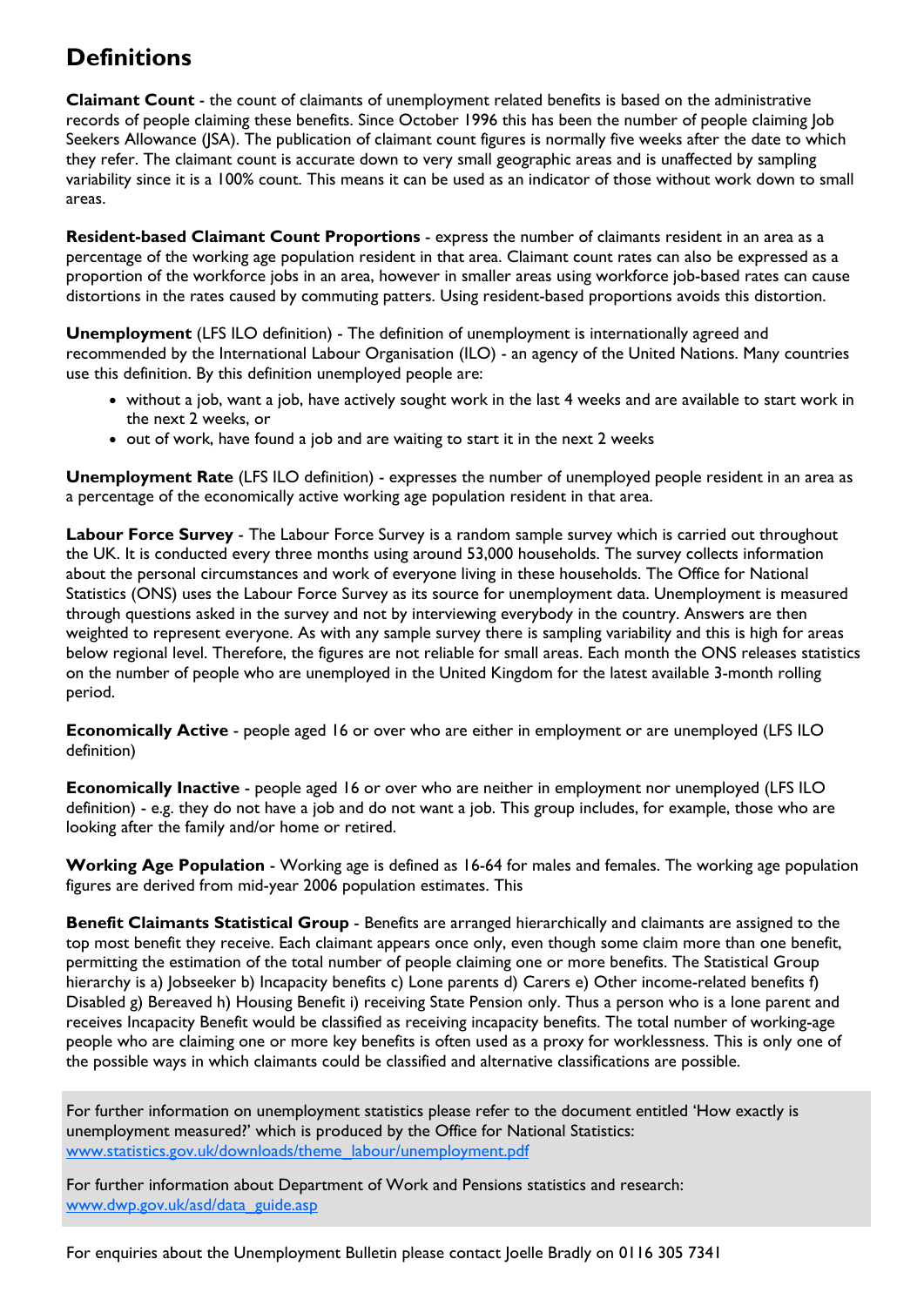# Definitions

**Claimant Count** - the count of claimants of unemployment related benefits is based on the administrative records of people claiming these benefits. Since October 1996 this has been the number of people claiming Job Seekers Allowance (JSA). The publication of claimant count figures is normally five weeks after the date to which they refer. The claimant count is accurate down to very small geographic areas and is unaffected by sampling variability since it is a 100% count. This means it can be used as an indicator of those without work down to small areas.

**Resident-based Claimant Count Proportions** - express the number of claimants resident in an area as a percentage of the working age population resident in that area. Claimant count rates can also be expressed as a proportion of the workforce jobs in an area, however in smaller areas using workforce job-based rates can cause distortions in the rates caused by commuting patters. Using resident-based proportions avoids this distortion.

**Unemployment** (LFS ILO definition) - The definition of unemployment is internationally agreed and recommended by the International Labour Organisation (ILO) - an agency of the United Nations. Many countries use this definition. By this definition unemployed people are:

- without a job, want a job, have actively sought work in the last 4 weeks and are available to start work in the next 2 weeks, or
- out of work, have found a job and are waiting to start it in the next 2 weeks

**Unemployment Rate** (LFS ILO definition) - expresses the number of unemployed people resident in an area as a percentage of the economically active working age population resident in that area.

**Labour Force Survey** - The Labour Force Survey is a random sample survey which is carried out throughout the UK. It is conducted every three months using around 53,000 households. The survey collects information about the personal circumstances and work of everyone living in these households. The Office for National Statistics (ONS) uses the Labour Force Survey as its source for unemployment data. Unemployment is measured through questions asked in the survey and not by interviewing everybody in the country. Answers are then weighted to represent everyone. As with any sample survey there is sampling variability and this is high for areas below regional level. Therefore, the figures are not reliable for small areas. Each month the ONS releases statistics on the number of people who are unemployed in the United Kingdom for the latest available 3-month rolling period.

**Economically Active** - people aged 16 or over who are either in employment or are unemployed (LFS ILO definition)

**Economically Inactive** - people aged 16 or over who are neither in employment nor unemployed (LFS ILO definition) - e.g. they do not have a job and do not want a job. This group includes, for example, those who are looking after the family and/or home or retired.

**Working Age Population** - Working age is defined as 16-64 for males and females. The working age population figures are derived from mid-year 2006 population estimates. This

**Benefit Claimants Statistical Group** - Benefits are arranged hierarchically and claimants are assigned to the top most benefit they receive. Each claimant appears once only, even though some claim more than one benefit, permitting the estimation of the total number of people claiming one or more benefits. The Statistical Group hierarchy is a) Jobseeker b) Incapacity benefits c) Lone parents d) Carers e) Other income-related benefits f) Disabled g) Bereaved h) Housing Benefit i) receiving State Pension only. Thus a person who is a lone parent and receives Incapacity Benefit would be classified as receiving incapacity benefits. The total number of working-age people who are claiming one or more key benefits is often used as a proxy for worklessness. This is only one of the possible ways in which claimants could be classified and alternative classifications are possible.

For further information on unemployment statistics please refer to the document entitled 'How exactly is unemployment measured?' which is produced by the Office for National Statistics: www.statistics.gov.uk/downloads/theme_labour/unemployment.pdf

For further information about Department of Work and Pensions statistics and research: www.dwp.gov.uk/asd/data_guide.asp

For enquiries about the Unemployment Bulletin please contact Joelle Bradly on 0116 305 7341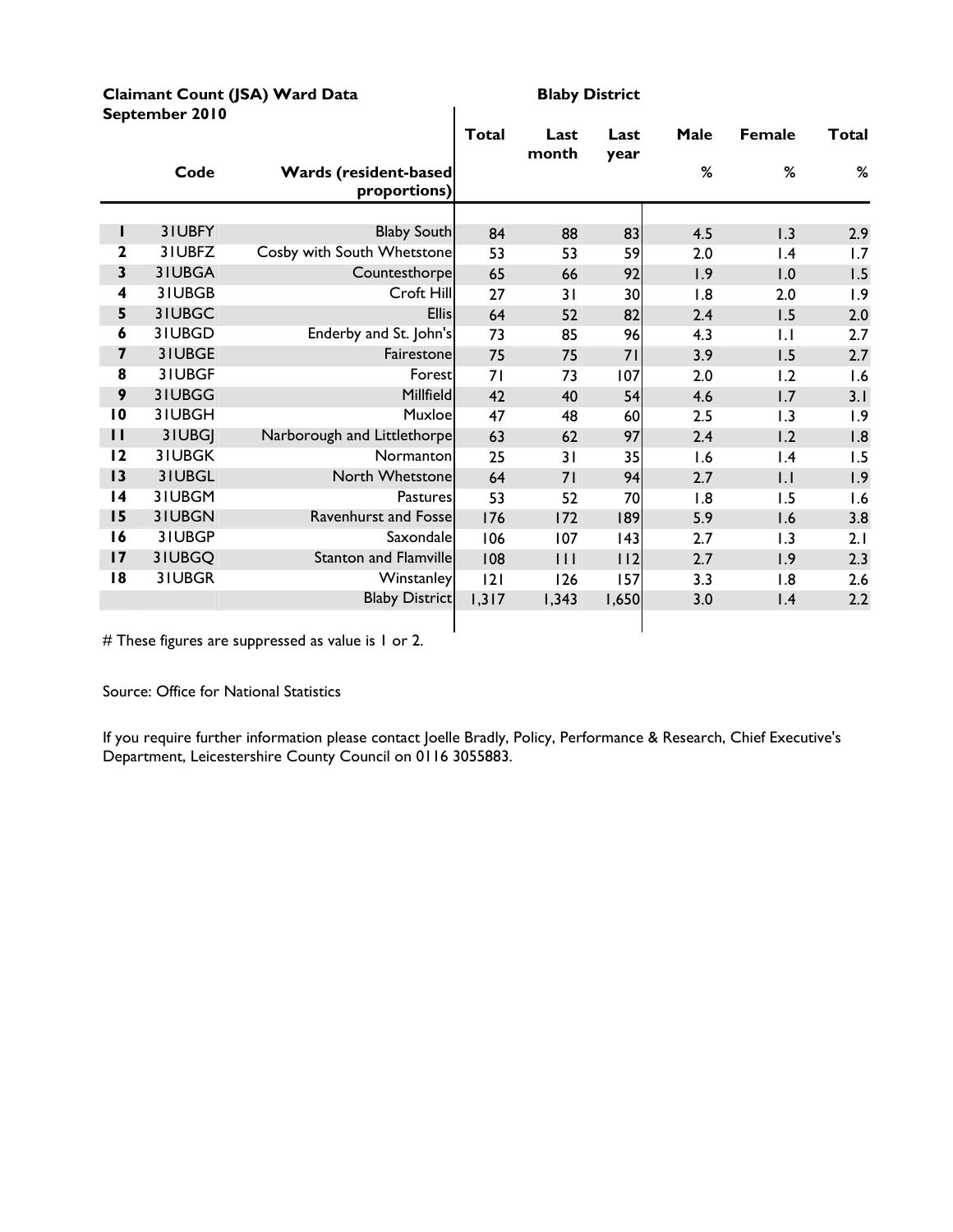**Claimant Count (JSA) Ward Data** **Blaby District**
**September 2010**

| | Code | Wards (resident-based proportions) | Total | Last month | Last year | Male % | Female % | Total % |
|---|---|---|---|---|---|---|---|---|
| 1 | 31UBFY | Blaby South | 84 | 88 | 83 | 4.5 | 1.3 | 2.9 |
| 2 | 31UBFZ | Cosby with South Whetstone | 53 | 53 | 59 | 2.0 | 1.4 | 1.7 |
| 3 | 31UBGA | Countesthorpe | 65 | 66 | 92 | 1.9 | 1.0 | 1.5 |
| 4 | 31UBGB | Croft Hill | 27 | 31 | 30 | 1.8 | 2.0 | 1.9 |
| 5 | 31UBGC | Ellis | 64 | 52 | 82 | 2.4 | 1.5 | 2.0 |
| 6 | 31UBGD | Enderby and St. John's | 73 | 85 | 96 | 4.3 | 1.1 | 2.7 |
| 7 | 31UBGE | Fairestone | 75 | 75 | 71 | 3.9 | 1.5 | 2.7 |
| 8 | 31UBGF | Forest | 71 | 73 | 107 | 2.0 | 1.2 | 1.6 |
| 9 | 31UBGG | Millfield | 42 | 40 | 54 | 4.6 | 1.7 | 3.1 |
| 10 | 31UBGH | Muxloe | 47 | 48 | 60 | 2.5 | 1.3 | 1.9 |
| 11 | 31UBGJ | Narborough and Littlethorpe | 63 | 62 | 97 | 2.4 | 1.2 | 1.8 |
| 12 | 31UBGK | Normanton | 25 | 31 | 35 | 1.6 | 1.4 | 1.5 |
| 13 | 31UBGL | North Whetstone | 64 | 71 | 94 | 2.7 | 1.1 | 1.9 |
| 14 | 31UBGM | Pastures | 53 | 52 | 70 | 1.8 | 1.5 | 1.6 |
| 15 | 31UBGN | Ravenhurst and Fosse | 176 | 172 | 189 | 5.9 | 1.6 | 3.8 |
| 16 | 31UBGP | Saxondale | 106 | 107 | 143 | 2.7 | 1.3 | 2.1 |
| 17 | 31UBGQ | Stanton and Flamville | 108 | 111 | 112 | 2.7 | 1.9 | 2.3 |
| 18 | 31UBGR | Winstanley | 121 | 126 | 157 | 3.3 | 1.8 | 2.6 |
| | | Blaby District | 1,317 | 1,343 | 1,650 | 3.0 | 1.4 | 2.2 |

# These figures are suppressed as value is 1 or 2.

Source: Office for National Statistics

If you require further information please contact Joelle Bradly, Policy, Performance & Research, Chief Executive's Department, Leicestershire County Council on 0116 3055883.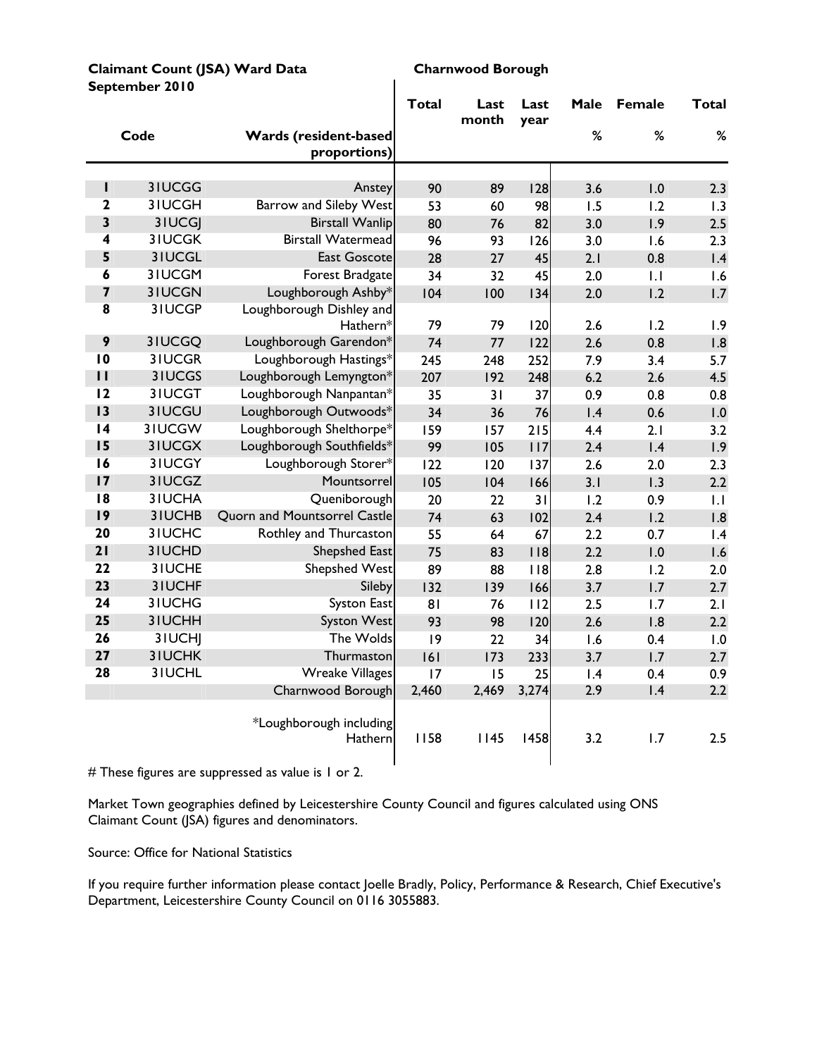**Claimant Count (JSA) Ward Data** **Charnwood Borough**
**September 2010**

| | Code | Wards (resident-based proportions) | Total | Last month | Last year | Male % | Female % | Total % |
|---|---|---|---|---|---|---|---|---|
| 1 | 31UCGG | Anstey | 90 | 89 | 128 | 3.6 | 1.0 | 2.3 |
| 2 | 31UCGH | Barrow and Sileby West | 53 | 60 | 98 | 1.5 | 1.2 | 1.3 |
| 3 | 31UCGJ | Birstall Wanlip | 80 | 76 | 82 | 3.0 | 1.9 | 2.5 |
| 4 | 31UCGK | Birstall Watermead | 96 | 93 | 126 | 3.0 | 1.6 | 2.3 |
| 5 | 31UCGL | East Goscote | 28 | 27 | 45 | 2.1 | 0.8 | 1.4 |
| 6 | 31UCGM | Forest Bradgate | 34 | 32 | 45 | 2.0 | 1.1 | 1.6 |
| 7 | 31UCGN | Loughborough Ashby* | 104 | 100 | 134 | 2.0 | 1.2 | 1.7 |
| 8 | 31UCGP | Loughborough Dishley and Hathern* | 79 | 79 | 120 | 2.6 | 1.2 | 1.9 |
| 9 | 31UCGQ | Loughborough Garendon* | 74 | 77 | 122 | 2.6 | 0.8 | 1.8 |
| 10 | 31UCGR | Loughborough Hastings* | 245 | 248 | 252 | 7.9 | 3.4 | 5.7 |
| 11 | 31UCGS | Loughborough Lemyngton* | 207 | 192 | 248 | 6.2 | 2.6 | 4.5 |
| 12 | 31UCGT | Loughborough Nanpantan* | 35 | 31 | 37 | 0.9 | 0.8 | 0.8 |
| 13 | 31UCGU | Loughborough Outwoods* | 34 | 36 | 76 | 1.4 | 0.6 | 1.0 |
| 14 | 31UCGW | Loughborough Shelthorpe* | 159 | 157 | 215 | 4.4 | 2.1 | 3.2 |
| 15 | 31UCGX | Loughborough Southfields* | 99 | 105 | 117 | 2.4 | 1.4 | 1.9 |
| 16 | 31UCGY | Loughborough Storer* | 122 | 120 | 137 | 2.6 | 2.0 | 2.3 |
| 17 | 31UCGZ | Mountsorrel | 105 | 104 | 166 | 3.1 | 1.3 | 2.2 |
| 18 | 31UCHA | Queniborough | 20 | 22 | 31 | 1.2 | 0.9 | 1.1 |
| 19 | 31UCHB | Quorn and Mountsorrel Castle | 74 | 63 | 102 | 2.4 | 1.2 | 1.8 |
| 20 | 31UCHC | Rothley and Thurcaston | 55 | 64 | 67 | 2.2 | 0.7 | 1.4 |
| 21 | 31UCHD | Shepshed East | 75 | 83 | 118 | 2.2 | 1.0 | 1.6 |
| 22 | 31UCHE | Shepshed West | 89 | 88 | 118 | 2.8 | 1.2 | 2.0 |
| 23 | 31UCHF | Sileby | 132 | 139 | 166 | 3.7 | 1.7 | 2.7 |
| 24 | 31UCHG | Syston East | 81 | 76 | 112 | 2.5 | 1.7 | 2.1 |
| 25 | 31UCHH | Syston West | 93 | 98 | 120 | 2.6 | 1.8 | 2.2 |
| 26 | 31UCHJ | The Wolds | 19 | 22 | 34 | 1.6 | 0.4 | 1.0 |
| 27 | 31UCHK | Thurmaston | 161 | 173 | 233 | 3.7 | 1.7 | 2.7 |
| 28 | 31UCHL | Wreake Villages | 17 | 15 | 25 | 1.4 | 0.4 | 0.9 |
| | | Charnwood Borough | 2,460 | 2,469 | 3,274 | 2.9 | 1.4 | 2.2 |
| | | *Loughborough including Hathern | 1158 | 1145 | 1458 | 3.2 | 1.7 | 2.5 |

# These figures are suppressed as value is 1 or 2.

Market Town geographies defined by Leicestershire County Council and figures calculated using ONS Claimant Count (JSA) figures and denominators.

Source: Office for National Statistics

If you require further information please contact Joelle Bradly, Policy, Performance & Research, Chief Executive's Department, Leicestershire County Council on 0116 3055883.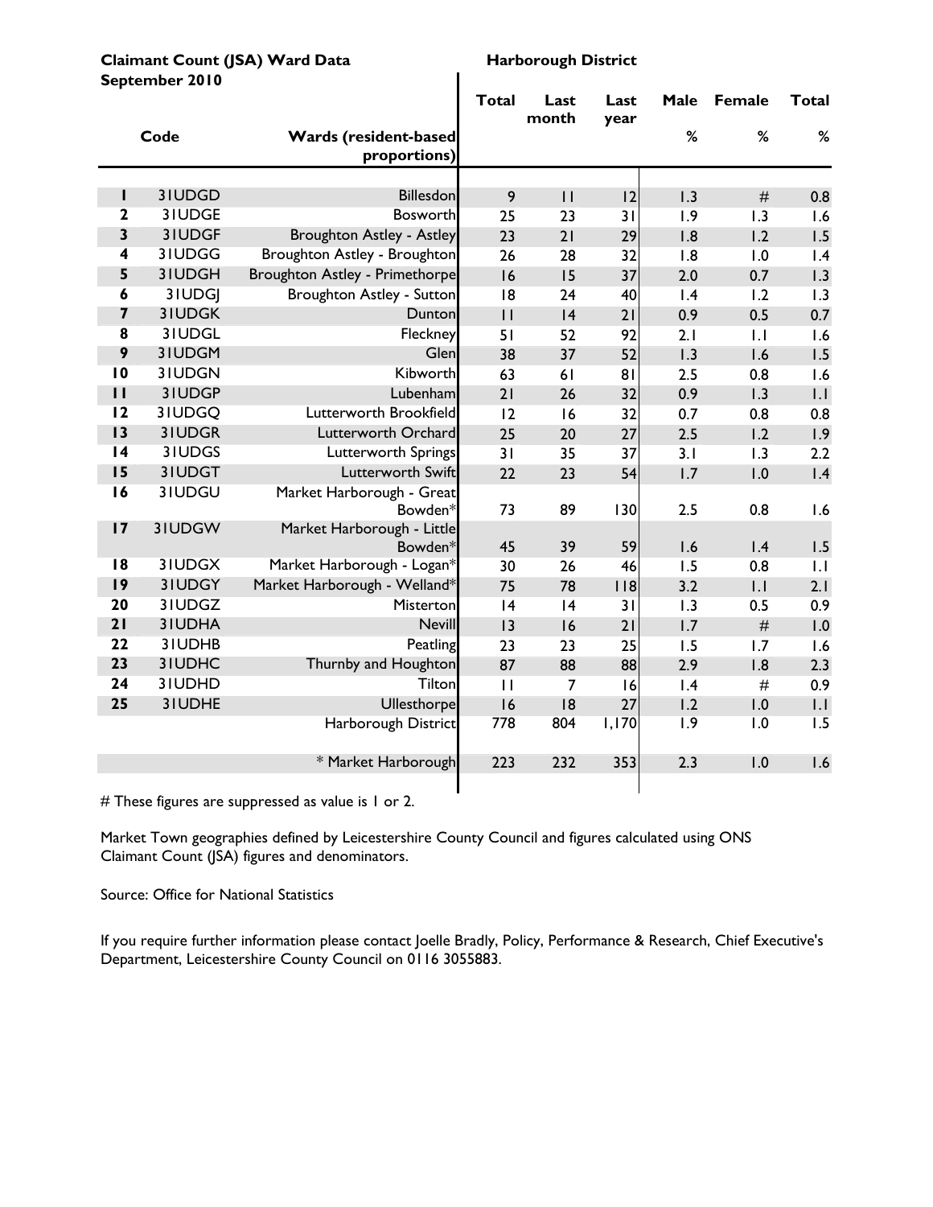**Claimant Count (JSA) Ward Data**
**September 2010**

**Harborough District**

| | Code | Wards (resident-based proportions) | Total | Last month | Last year | Male % | Female % | Total % |
|---|---|---|---|---|---|---|---|---|
| 1 | 31UDGD | Billesdon | 9 | 11 | 12 | 1.3 | # | 0.8 |
| 2 | 31UDGE | Bosworth | 25 | 23 | 31 | 1.9 | 1.3 | 1.6 |
| 3 | 31UDGF | Broughton Astley - Astley | 23 | 21 | 29 | 1.8 | 1.2 | 1.5 |
| 4 | 31UDGG | Broughton Astley - Broughton | 26 | 28 | 32 | 1.8 | 1.0 | 1.4 |
| 5 | 31UDGH | Broughton Astley - Primethorpe | 16 | 15 | 37 | 2.0 | 0.7 | 1.3 |
| 6 | 31UDGJ | Broughton Astley - Sutton | 18 | 24 | 40 | 1.4 | 1.2 | 1.3 |
| 7 | 31UDGK | Dunton | 11 | 14 | 21 | 0.9 | 0.5 | 0.7 |
| 8 | 31UDGL | Fleckney | 51 | 52 | 92 | 2.1 | 1.1 | 1.6 |
| 9 | 31UDGM | Glen | 38 | 37 | 52 | 1.3 | 1.6 | 1.5 |
| 10 | 31UDGN | Kibworth | 63 | 61 | 81 | 2.5 | 0.8 | 1.6 |
| 11 | 31UDGP | Lubenham | 21 | 26 | 32 | 0.9 | 1.3 | 1.1 |
| 12 | 31UDGQ | Lutterworth Brookfield | 12 | 16 | 32 | 0.7 | 0.8 | 0.8 |
| 13 | 31UDGR | Lutterworth Orchard | 25 | 20 | 27 | 2.5 | 1.2 | 1.9 |
| 14 | 31UDGS | Lutterworth Springs | 31 | 35 | 37 | 3.1 | 1.3 | 2.2 |
| 15 | 31UDGT | Lutterworth Swift | 22 | 23 | 54 | 1.7 | 1.0 | 1.4 |
| 16 | 31UDGU | Market Harborough - Great Bowden* | 73 | 89 | 130 | 2.5 | 0.8 | 1.6 |
| 17 | 31UDGW | Market Harborough - Little Bowden* | 45 | 39 | 59 | 1.6 | 1.4 | 1.5 |
| 18 | 31UDGX | Market Harborough - Logan* | 30 | 26 | 46 | 1.5 | 0.8 | 1.1 |
| 19 | 31UDGY | Market Harborough - Welland* | 75 | 78 | 118 | 3.2 | 1.1 | 2.1 |
| 20 | 31UDGZ | Misterton | 14 | 14 | 31 | 1.3 | 0.5 | 0.9 |
| 21 | 31UDHA | Nevill | 13 | 16 | 21 | 1.7 | # | 1.0 |
| 22 | 31UDHB | Peatling | 23 | 23 | 25 | 1.5 | 1.7 | 1.6 |
| 23 | 31UDHC | Thurnby and Houghton | 87 | 88 | 88 | 2.9 | 1.8 | 2.3 |
| 24 | 31UDHD | Tilton | 11 | 7 | 16 | 1.4 | # | 0.9 |
| 25 | 31UDHE | Ullesthorpe | 16 | 18 | 27 | 1.2 | 1.0 | 1.1 |
| | | Harborough District | 778 | 804 | 1,170 | 1.9 | 1.0 | 1.5 |
| | | * Market Harborough | 223 | 232 | 353 | 2.3 | 1.0 | 1.6 |

# These figures are suppressed as value is 1 or 2.

Market Town geographies defined by Leicestershire County Council and figures calculated using ONS Claimant Count (JSA) figures and denominators.

Source: Office for National Statistics

If you require further information please contact Joelle Bradly, Policy, Performance & Research, Chief Executive's Department, Leicestershire County Council on 0116 3055883.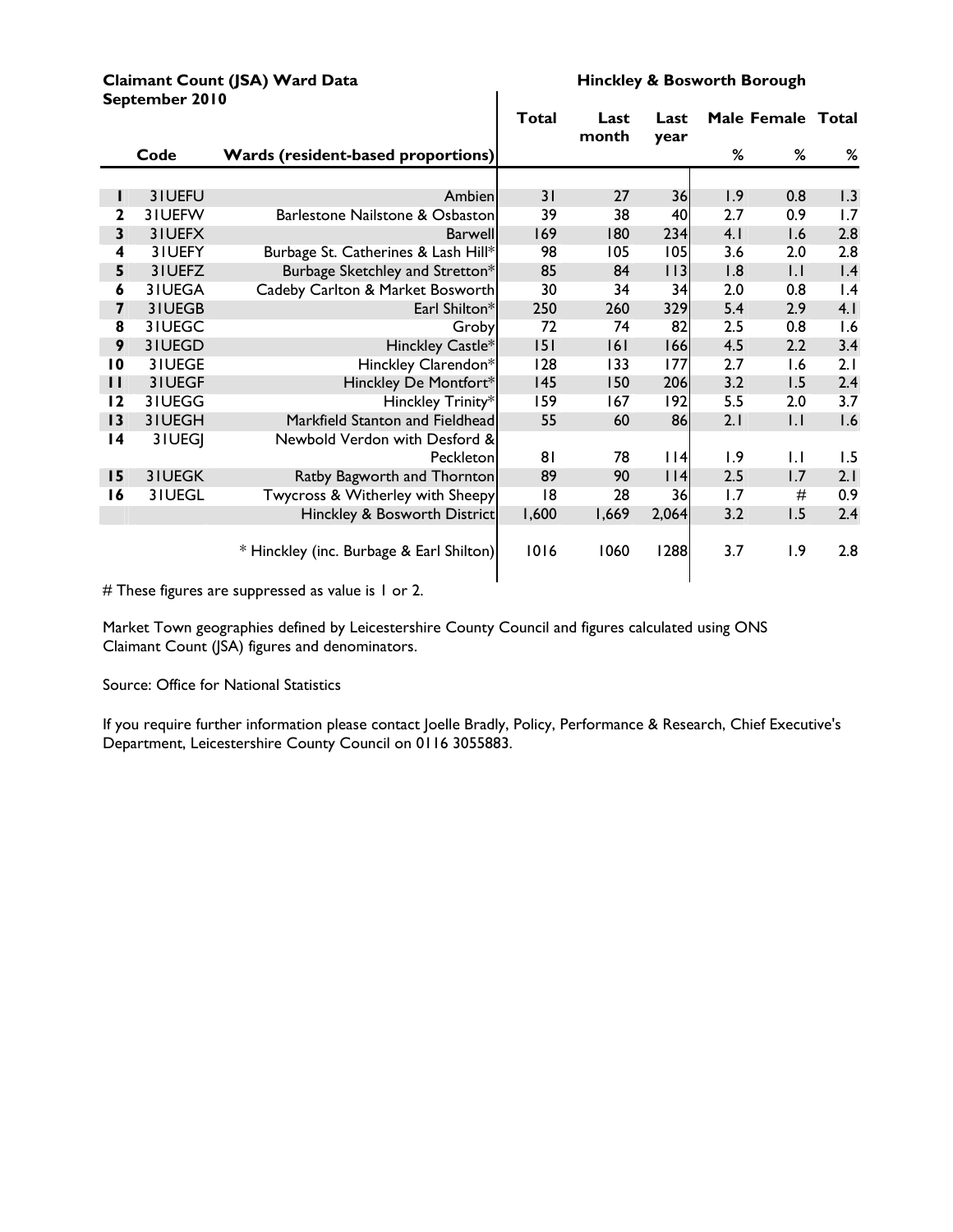**Claimant Count (JSA) Ward Data**
**September 2010**

**Hinckley & Bosworth Borough**

| | Code | Wards (resident-based proportions) | Total | Last month | Last year | Male % | Female % | Total % |
|---|---|---|---|---|---|---|---|---|
| 1 | 31UEFU | Ambien | 31 | 27 | 36 | 1.9 | 0.8 | 1.3 |
| 2 | 31UEFW | Barlestone Nailstone & Osbaston | 39 | 38 | 40 | 2.7 | 0.9 | 1.7 |
| 3 | 31UEFX | Barwell | 169 | 180 | 234 | 4.1 | 1.6 | 2.8 |
| 4 | 31UEFY | Burbage St. Catherines & Lash Hill* | 98 | 105 | 105 | 3.6 | 2.0 | 2.8 |
| 5 | 31UEFZ | Burbage Sketchley and Stretton* | 85 | 84 | 113 | 1.8 | 1.1 | 1.4 |
| 6 | 31UEGA | Cadeby Carlton & Market Bosworth | 30 | 34 | 34 | 2.0 | 0.8 | 1.4 |
| 7 | 31UEGB | Earl Shilton* | 250 | 260 | 329 | 5.4 | 2.9 | 4.1 |
| 8 | 31UEGC | Groby | 72 | 74 | 82 | 2.5 | 0.8 | 1.6 |
| 9 | 31UEGD | Hinckley Castle* | 151 | 161 | 166 | 4.5 | 2.2 | 3.4 |
| 10 | 31UEGE | Hinckley Clarendon* | 128 | 133 | 177 | 2.7 | 1.6 | 2.1 |
| 11 | 31UEGF | Hinckley De Montfort* | 145 | 150 | 206 | 3.2 | 1.5 | 2.4 |
| 12 | 31UEGG | Hinckley Trinity* | 159 | 167 | 192 | 5.5 | 2.0 | 3.7 |
| 13 | 31UEGH | Markfield Stanton and Fieldhead | 55 | 60 | 86 | 2.1 | 1.1 | 1.6 |
| 14 | 31UEGJ | Newbold Verdon with Desford & Peckleton | 81 | 78 | 114 | 1.9 | 1.1 | 1.5 |
| 15 | 31UEGK | Ratby Bagworth and Thornton | 89 | 90 | 114 | 2.5 | 1.7 | 2.1 |
| 16 | 31UEGL | Twycross & Witherley with Sheepy | 18 | 28 | 36 | 1.7 | # | 0.9 |
| | | Hinckley & Bosworth District | 1,600 | 1,669 | 2,064 | 3.2 | 1.5 | 2.4 |
| | | * Hinckley (inc. Burbage & Earl Shilton) | 1016 | 1060 | 1288 | 3.7 | 1.9 | 2.8 |

# These figures are suppressed as value is 1 or 2.

Market Town geographies defined by Leicestershire County Council and figures calculated using ONS Claimant Count (JSA) figures and denominators.

Source: Office for National Statistics

If you require further information please contact Joelle Bradly, Policy, Performance & Research, Chief Executive's Department, Leicestershire County Council on 0116 3055883.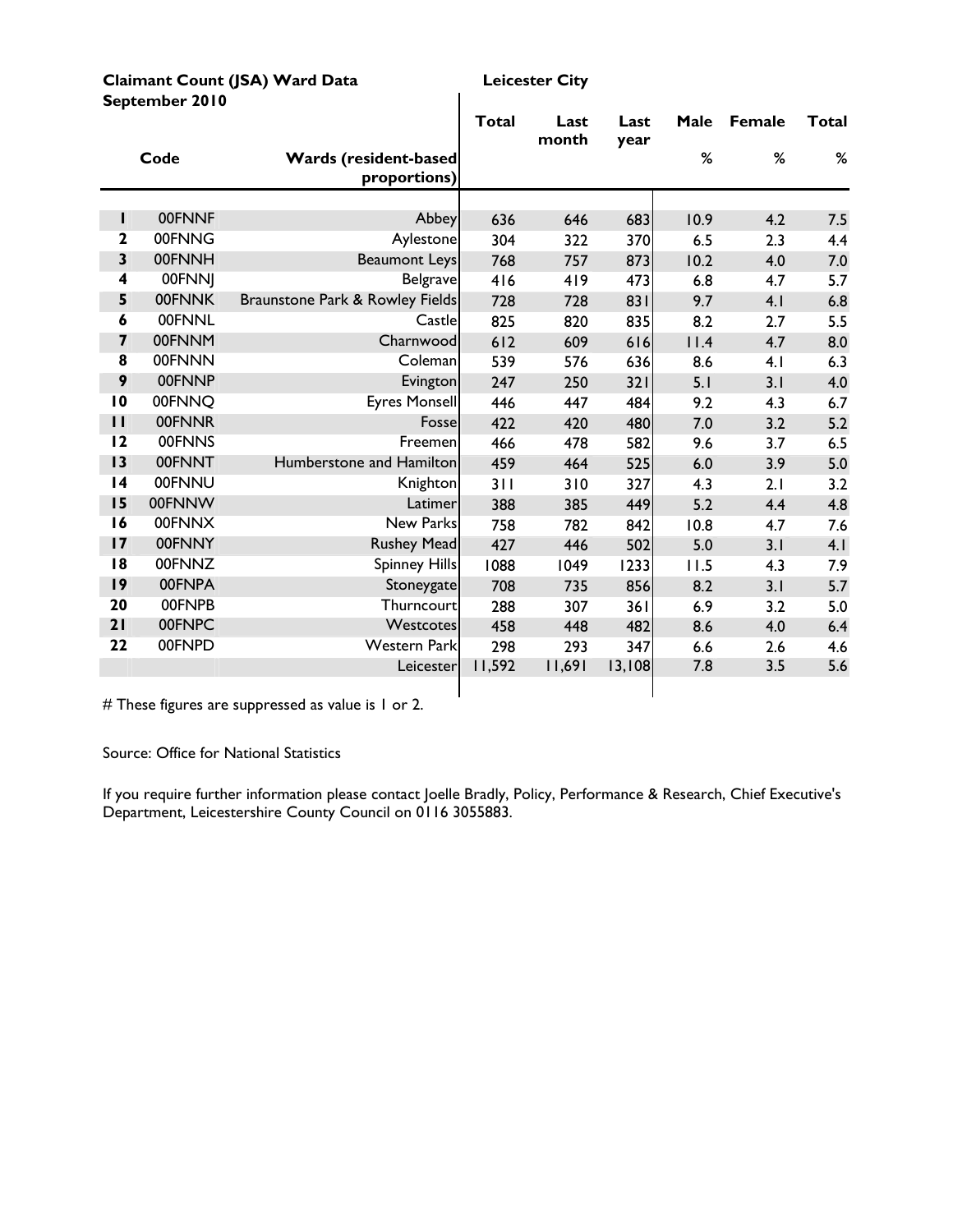**Claimant Count (JSA) Ward Data** **Leicester City**
**September 2010**

| | Code | Wards (resident-based proportions) | Total | Last month | Last year | Male % | Female % | Total % |
|---|---|---|---|---|---|---|---|---|
| 1 | 00FNNF | Abbey | 636 | 646 | 683 | 10.9 | 4.2 | 7.5 |
| 2 | 00FNNG | Aylestone | 304 | 322 | 370 | 6.5 | 2.3 | 4.4 |
| 3 | 00FNNH | Beaumont Leys | 768 | 757 | 873 | 10.2 | 4.0 | 7.0 |
| 4 | 00FNNJ | Belgrave | 416 | 419 | 473 | 6.8 | 4.7 | 5.7 |
| 5 | 00FNNK | Braunstone Park & Rowley Fields | 728 | 728 | 831 | 9.7 | 4.1 | 6.8 |
| 6 | 00FNNL | Castle | 825 | 820 | 835 | 8.2 | 2.7 | 5.5 |
| 7 | 00FNNM | Charnwood | 612 | 609 | 616 | 11.4 | 4.7 | 8.0 |
| 8 | 00FNNN | Coleman | 539 | 576 | 636 | 8.6 | 4.1 | 6.3 |
| 9 | 00FNNP | Evington | 247 | 250 | 321 | 5.1 | 3.1 | 4.0 |
| 10 | 00FNNQ | Eyres Monsell | 446 | 447 | 484 | 9.2 | 4.3 | 6.7 |
| 11 | 00FNNR | Fosse | 422 | 420 | 480 | 7.0 | 3.2 | 5.2 |
| 12 | 00FNNS | Freemen | 466 | 478 | 582 | 9.6 | 3.7 | 6.5 |
| 13 | 00FNNT | Humberstone and Hamilton | 459 | 464 | 525 | 6.0 | 3.9 | 5.0 |
| 14 | 00FNNU | Knighton | 311 | 310 | 327 | 4.3 | 2.1 | 3.2 |
| 15 | 00FNNW | Latimer | 388 | 385 | 449 | 5.2 | 4.4 | 4.8 |
| 16 | 00FNNX | New Parks | 758 | 782 | 842 | 10.8 | 4.7 | 7.6 |
| 17 | 00FNNY | Rushey Mead | 427 | 446 | 502 | 5.0 | 3.1 | 4.1 |
| 18 | 00FNNZ | Spinney Hills | 1088 | 1049 | 1233 | 11.5 | 4.3 | 7.9 |
| 19 | 00FNPA | Stoneygate | 708 | 735 | 856 | 8.2 | 3.1 | 5.7 |
| 20 | 00FNPB | Thurncourt | 288 | 307 | 361 | 6.9 | 3.2 | 5.0 |
| 21 | 00FNPC | Westcotes | 458 | 448 | 482 | 8.6 | 4.0 | 6.4 |
| 22 | 00FNPD | Western Park | 298 | 293 | 347 | 6.6 | 2.6 | 4.6 |
| | | Leicester | 11,592 | 11,691 | 13,108 | 7.8 | 3.5 | 5.6 |

# These figures are suppressed as value is 1 or 2.

Source: Office for National Statistics

If you require further information please contact Joelle Bradly, Policy, Performance & Research, Chief Executive's Department, Leicestershire County Council on 0116 3055883.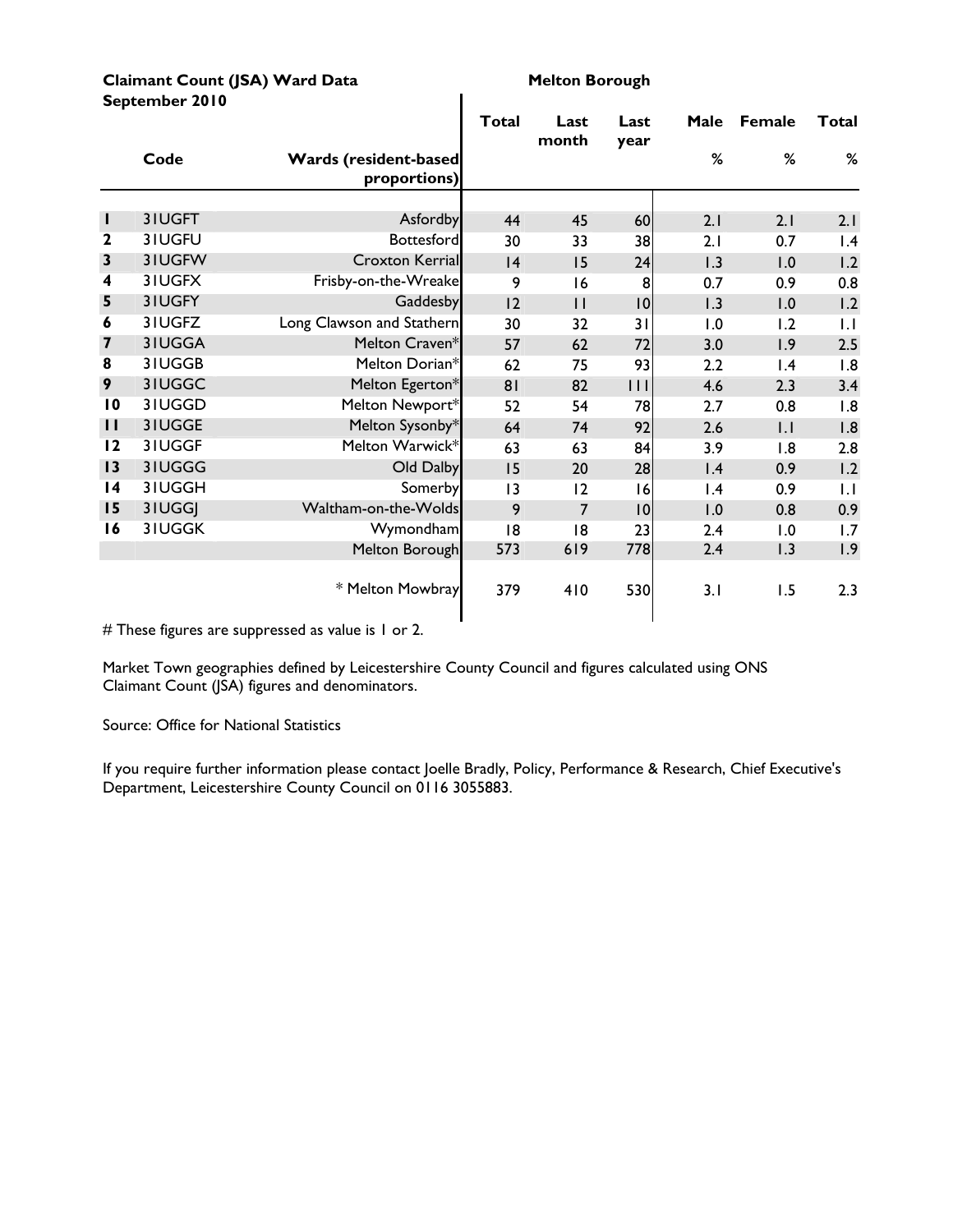**Claimant Count (JSA) Ward Data** **Melton Borough**
**September 2010**

| | Code | Wards (resident-based proportions) | Total | Last month | Last year | Male % | Female % | Total % |
|---|---|---|---|---|---|---|---|---|
| 1 | 31UGFT | Asfordby | 44 | 45 | 60 | 2.1 | 2.1 | 2.1 |
| 2 | 31UGFU | Bottesford | 30 | 33 | 38 | 2.1 | 0.7 | 1.4 |
| 3 | 31UGFW | Croxton Kerrial | 14 | 15 | 24 | 1.3 | 1.0 | 1.2 |
| 4 | 31UGFX | Frisby-on-the-Wreake | 9 | 16 | 8 | 0.7 | 0.9 | 0.8 |
| 5 | 31UGFY | Gaddesby | 12 | 11 | 10 | 1.3 | 1.0 | 1.2 |
| 6 | 31UGFZ | Long Clawson and Stathern | 30 | 32 | 31 | 1.0 | 1.2 | 1.1 |
| 7 | 31UGGA | Melton Craven* | 57 | 62 | 72 | 3.0 | 1.9 | 2.5 |
| 8 | 31UGGB | Melton Dorian* | 62 | 75 | 93 | 2.2 | 1.4 | 1.8 |
| 9 | 31UGGC | Melton Egerton* | 81 | 82 | 111 | 4.6 | 2.3 | 3.4 |
| 10 | 31UGGD | Melton Newport* | 52 | 54 | 78 | 2.7 | 0.8 | 1.8 |
| 11 | 31UGGE | Melton Sysonby* | 64 | 74 | 92 | 2.6 | 1.1 | 1.8 |
| 12 | 31UGGF | Melton Warwick* | 63 | 63 | 84 | 3.9 | 1.8 | 2.8 |
| 13 | 31UGGG | Old Dalby | 15 | 20 | 28 | 1.4 | 0.9 | 1.2 |
| 14 | 31UGGH | Somerby | 13 | 12 | 16 | 1.4 | 0.9 | 1.1 |
| 15 | 31UGGJ | Waltham-on-the-Wolds | 9 | 7 | 10 | 1.0 | 0.8 | 0.9 |
| 16 | 31UGGK | Wymondham | 18 | 18 | 23 | 2.4 | 1.0 | 1.7 |
| | | Melton Borough | 573 | 619 | 778 | 2.4 | 1.3 | 1.9 |
| | | * Melton Mowbray | 379 | 410 | 530 | 3.1 | 1.5 | 2.3 |

# These figures are suppressed as value is 1 or 2.

Market Town geographies defined by Leicestershire County Council and figures calculated using ONS Claimant Count (JSA) figures and denominators.

Source: Office for National Statistics

If you require further information please contact Joelle Bradly, Policy, Performance & Research, Chief Executive's Department, Leicestershire County Council on 0116 3055883.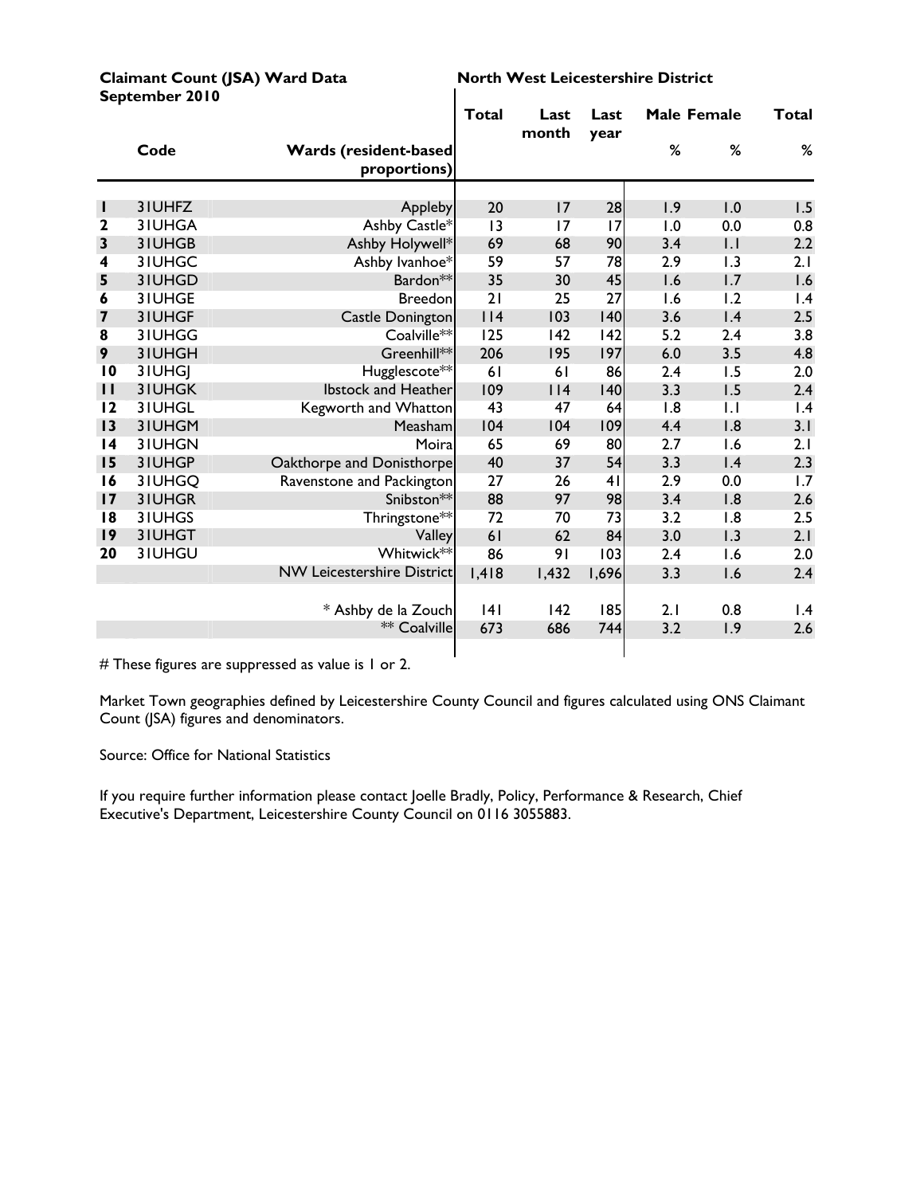**Claimant Count (JSA) Ward Data September 2010**

**North West Leicestershire District**

| | Code | Wards (resident-based proportions) | Total | Last month | Last year | Male % | Female % | Total % |
|---|---|---|---|---|---|---|---|---|
| 1 | 31UHFZ | Appleby | 20 | 17 | 28 | 1.9 | 1.0 | 1.5 |
| 2 | 31UHGA | Ashby Castle* | 13 | 17 | 17 | 1.0 | 0.0 | 0.8 |
| 3 | 31UHGB | Ashby Holywell* | 69 | 68 | 90 | 3.4 | 1.1 | 2.2 |
| 4 | 31UHGC | Ashby Ivanhoe* | 59 | 57 | 78 | 2.9 | 1.3 | 2.1 |
| 5 | 31UHGD | Bardon** | 35 | 30 | 45 | 1.6 | 1.7 | 1.6 |
| 6 | 31UHGE | Breedon | 21 | 25 | 27 | 1.6 | 1.2 | 1.4 |
| 7 | 31UHGF | Castle Donington | 114 | 103 | 140 | 3.6 | 1.4 | 2.5 |
| 8 | 31UHGG | Coalville** | 125 | 142 | 142 | 5.2 | 2.4 | 3.8 |
| 9 | 31UHGH | Greenhill** | 206 | 195 | 197 | 6.0 | 3.5 | 4.8 |
| 10 | 31UHGJ | Hugglescote** | 61 | 61 | 86 | 2.4 | 1.5 | 2.0 |
| 11 | 31UHGK | Ibstock and Heather | 109 | 114 | 140 | 3.3 | 1.5 | 2.4 |
| 12 | 31UHGL | Kegworth and Whatton | 43 | 47 | 64 | 1.8 | 1.1 | 1.4 |
| 13 | 31UHGM | Measham | 104 | 104 | 109 | 4.4 | 1.8 | 3.1 |
| 14 | 31UHGN | Moira | 65 | 69 | 80 | 2.7 | 1.6 | 2.1 |
| 15 | 31UHGP | Oakthorpe and Donisthorpe | 40 | 37 | 54 | 3.3 | 1.4 | 2.3 |
| 16 | 31UHGQ | Ravenstone and Packington | 27 | 26 | 41 | 2.9 | 0.0 | 1.7 |
| 17 | 31UHGR | Snibston** | 88 | 97 | 98 | 3.4 | 1.8 | 2.6 |
| 18 | 31UHGS | Thringstone** | 72 | 70 | 73 | 3.2 | 1.8 | 2.5 |
| 19 | 31UHGT | Valley | 61 | 62 | 84 | 3.0 | 1.3 | 2.1 |
| 20 | 31UHGU | Whitwick** | 86 | 91 | 103 | 2.4 | 1.6 | 2.0 |
| | | NW Leicestershire District | 1,418 | 1,432 | 1,696 | 3.3 | 1.6 | 2.4 |
| | | * Ashby de la Zouch | 141 | 142 | 185 | 2.1 | 0.8 | 1.4 |
| | | ** Coalville | 673 | 686 | 744 | 3.2 | 1.9 | 2.6 |

# These figures are suppressed as value is 1 or 2.

Market Town geographies defined by Leicestershire County Council and figures calculated using ONS Claimant Count (JSA) figures and denominators.

Source: Office for National Statistics

If you require further information please contact Joelle Bradly, Policy, Performance & Research, Chief Executive's Department, Leicestershire County Council on 0116 3055883.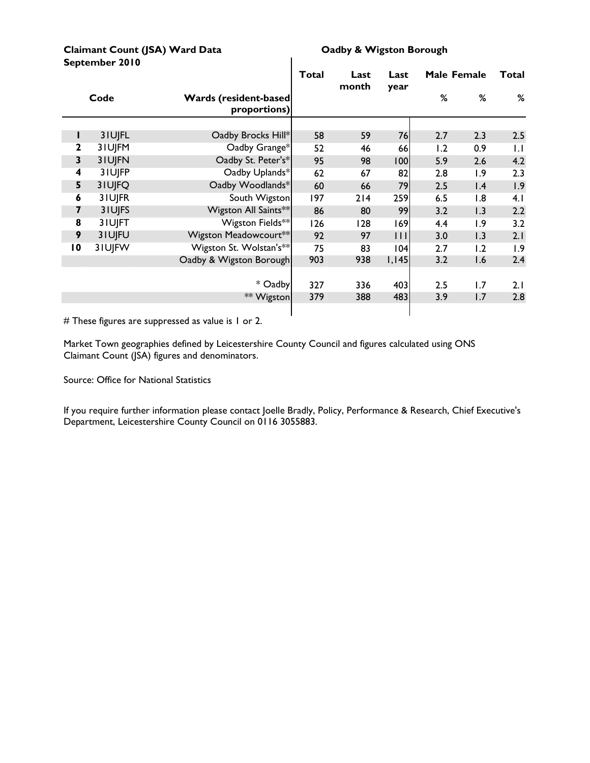**Claimant Count (JSA) Ward Data**
**September 2010**

**Oadby & Wigston Borough**

| | Code | Wards (resident-based proportions) | Total | Last month | Last year | Male % | Female % | Total % |
|---|---|---|---|---|---|---|---|---|
| 1 | 31UJFL | Oadby Brocks Hill* | 58 | 59 | 76 | 2.7 | 2.3 | 2.5 |
| 2 | 31UJFM | Oadby Grange* | 52 | 46 | 66 | 1.2 | 0.9 | 1.1 |
| 3 | 31UJFN | Oadby St. Peter's* | 95 | 98 | 100 | 5.9 | 2.6 | 4.2 |
| 4 | 31UJFP | Oadby Uplands* | 62 | 67 | 82 | 2.8 | 1.9 | 2.3 |
| 5 | 31UJFQ | Oadby Woodlands* | 60 | 66 | 79 | 2.5 | 1.4 | 1.9 |
| 6 | 31UJFR | South Wigston | 197 | 214 | 259 | 6.5 | 1.8 | 4.1 |
| 7 | 31UJFS | Wigston All Saints** | 86 | 80 | 99 | 3.2 | 1.3 | 2.2 |
| 8 | 31UJFT | Wigston Fields** | 126 | 128 | 169 | 4.4 | 1.9 | 3.2 |
| 9 | 31UJFU | Wigston Meadowcourt** | 92 | 97 | 111 | 3.0 | 1.3 | 2.1 |
| 10 | 31UJFW | Wigston St. Wolstan's** | 75 | 83 | 104 | 2.7 | 1.2 | 1.9 |
| | | Oadby & Wigston Borough | 903 | 938 | 1,145 | 3.2 | 1.6 | 2.4 |
| | | * Oadby | 327 | 336 | 403 | 2.5 | 1.7 | 2.1 |
| | | ** Wigston | 379 | 388 | 483 | 3.9 | 1.7 | 2.8 |

# These figures are suppressed as value is 1 or 2.

Market Town geographies defined by Leicestershire County Council and figures calculated using ONS Claimant Count (JSA) figures and denominators.

Source: Office for National Statistics

If you require further information please contact Joelle Bradly, Policy, Performance & Research, Chief Executive's Department, Leicestershire County Council on 0116 3055883.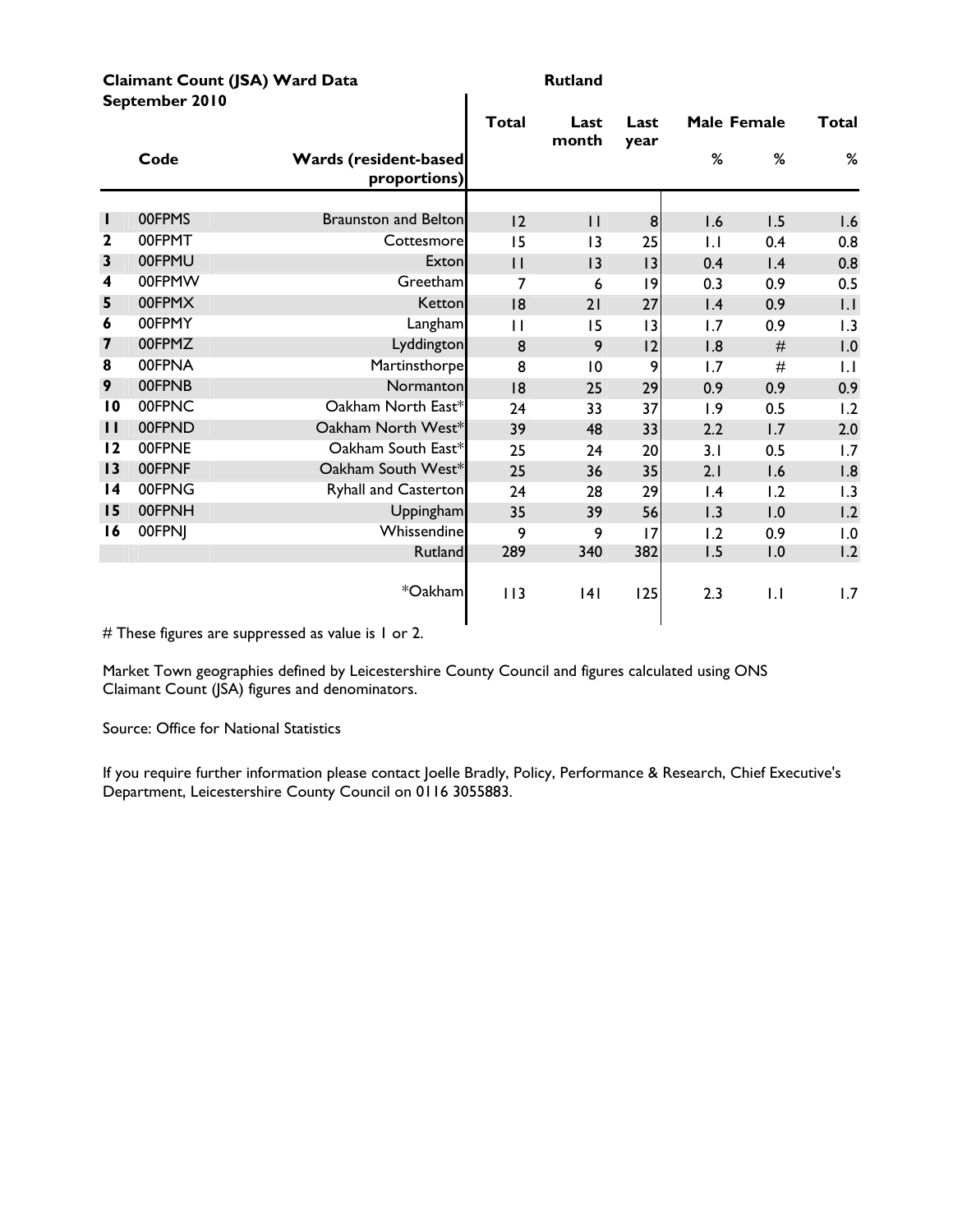**Claimant Count (JSA) Ward Data** **Rutland**
**September 2010**

| | Code | Wards (resident-based proportions) | Total | Last month | Last year | Male % | Female % | Total % |
|---|---|---|---|---|---|---|---|---|
| 1 | 00FPMS | Braunston and Belton | 12 | 11 | 8 | 1.6 | 1.5 | 1.6 |
| 2 | 00FPMT | Cottesmore | 15 | 13 | 25 | 1.1 | 0.4 | 0.8 |
| 3 | 00FPMU | Exton | 11 | 13 | 13 | 0.4 | 1.4 | 0.8 |
| 4 | 00FPMW | Greetham | 7 | 6 | 19 | 0.3 | 0.9 | 0.5 |
| 5 | 00FPMX | Ketton | 18 | 21 | 27 | 1.4 | 0.9 | 1.1 |
| 6 | 00FPMY | Langham | 11 | 15 | 13 | 1.7 | 0.9 | 1.3 |
| 7 | 00FPMZ | Lyddington | 8 | 9 | 12 | 1.8 | # | 1.0 |
| 8 | 00FPNA | Martinsthorpe | 8 | 10 | 9 | 1.7 | # | 1.1 |
| 9 | 00FPNB | Normanton | 18 | 25 | 29 | 0.9 | 0.9 | 0.9 |
| 10 | 00FPNC | Oakham North East* | 24 | 33 | 37 | 1.9 | 0.5 | 1.2 |
| 11 | 00FPND | Oakham North West* | 39 | 48 | 33 | 2.2 | 1.7 | 2.0 |
| 12 | 00FPNE | Oakham South East* | 25 | 24 | 20 | 3.1 | 0.5 | 1.7 |
| 13 | 00FPNF | Oakham South West* | 25 | 36 | 35 | 2.1 | 1.6 | 1.8 |
| 14 | 00FPNG | Ryhall and Casterton | 24 | 28 | 29 | 1.4 | 1.2 | 1.3 |
| 15 | 00FPNH | Uppingham | 35 | 39 | 56 | 1.3 | 1.0 | 1.2 |
| 16 | 00FPNJ | Whissendine | 9 | 9 | 17 | 1.2 | 0.9 | 1.0 |
| | | Rutland | 289 | 340 | 382 | 1.5 | 1.0 | 1.2 |
| | | *Oakham | 113 | 141 | 125 | 2.3 | 1.1 | 1.7 |

# These figures are suppressed as value is 1 or 2.

Market Town geographies defined by Leicestershire County Council and figures calculated using ONS Claimant Count (JSA) figures and denominators.

Source: Office for National Statistics

If you require further information please contact Joelle Bradly, Policy, Performance & Research, Chief Executive's Department, Leicestershire County Council on 0116 3055883.